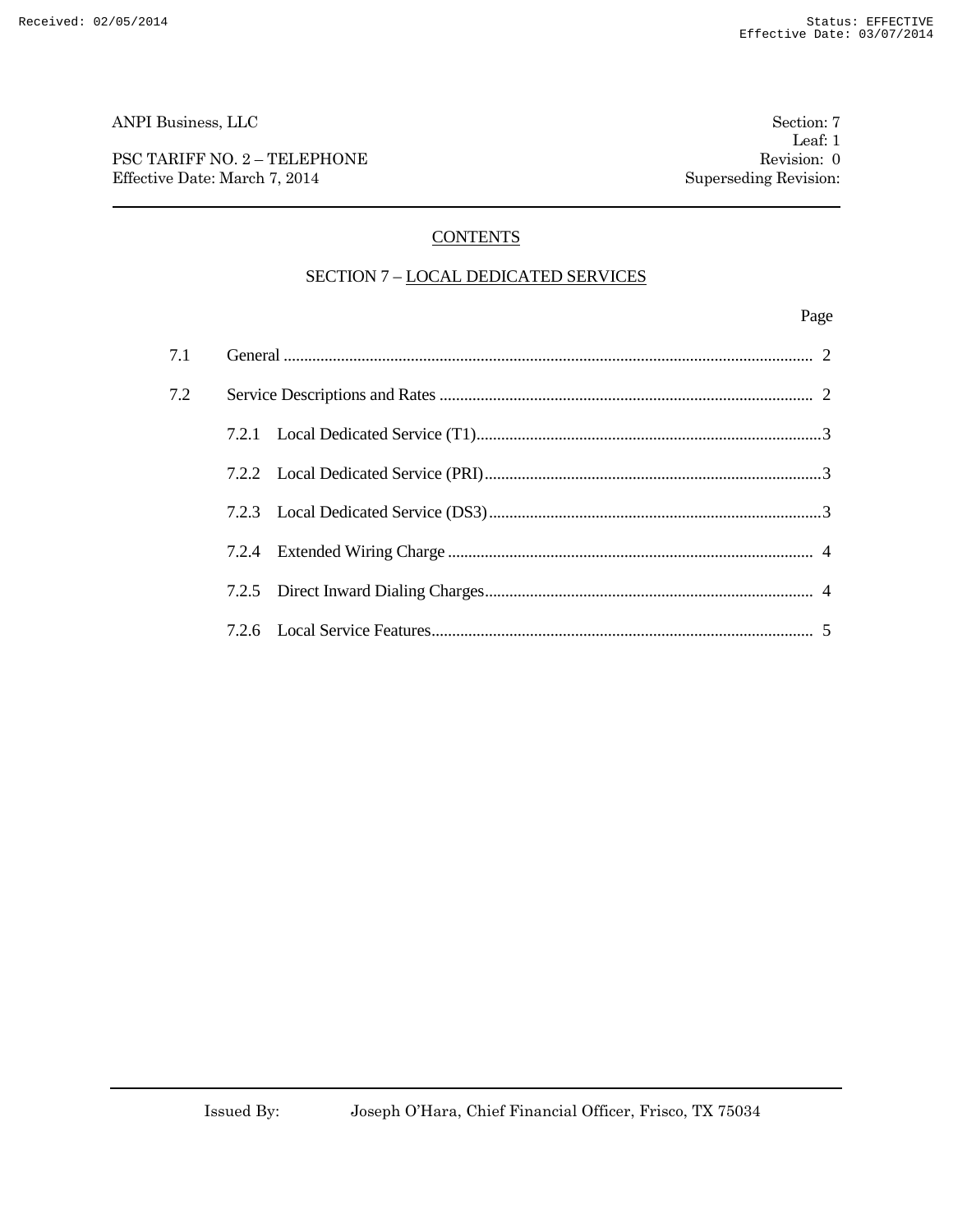ANPI Business, LLC

PSC TARIFF NO. 2 – TELEPHONE
Effective Date: March 7, 2014

Section: 7
Leaf: 1
Revision: 0
Superseding Revision:

## CONTENTS

### SECTION 7 – LOCAL DEDICATED SERVICES

| | | Page |
|---|---|---|
| 7.1 | General | 2 |
| 7.2 | Service Descriptions and Rates | 2 |
| | 7.2.1 Local Dedicated Service (T1) | 3 |
| | 7.2.2 Local Dedicated Service (PRI) | 3 |
| | 7.2.3 Local Dedicated Service (DS3) | 3 |
| | 7.2.4 Extended Wiring Charge | 4 |
| | 7.2.5 Direct Inward Dialing Charges | 4 |
| | 7.2.6 Local Service Features | 5 |

Issued By: Joseph O'Hara, Chief Financial Officer, Frisco, TX 75034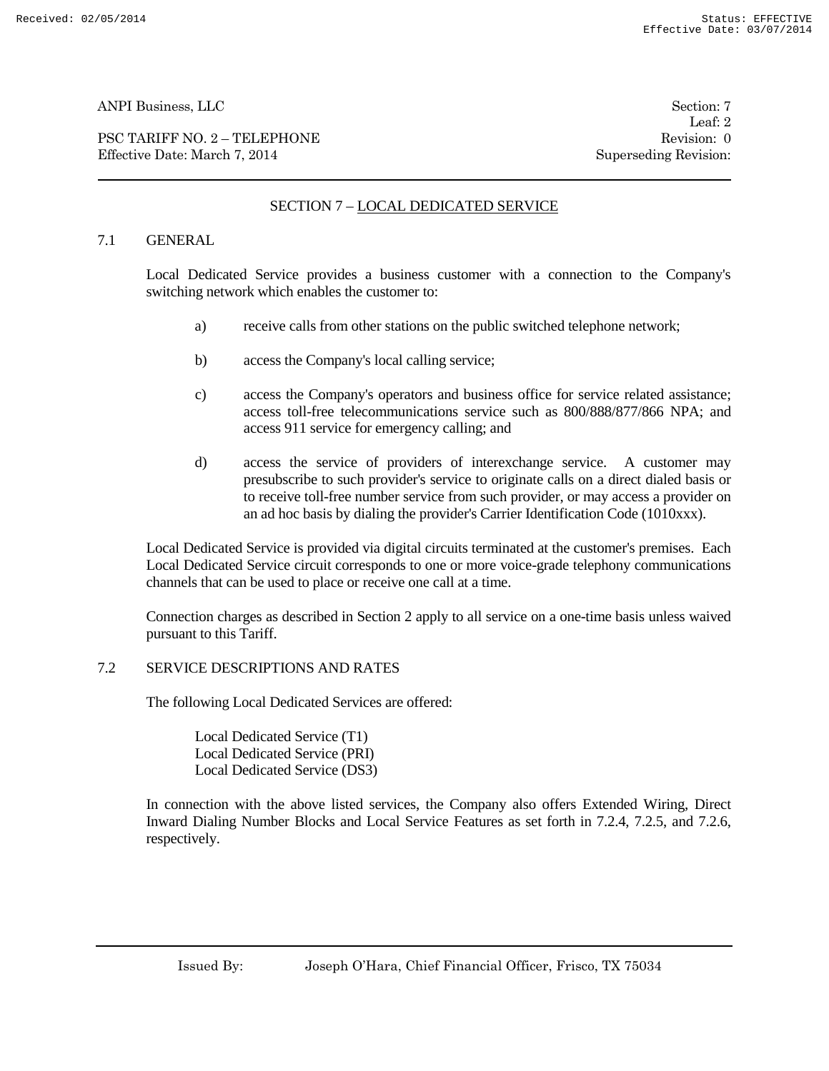## SECTION 7 – LOCAL DEDICATED SERVICE

### 7.1 GENERAL

Local Dedicated Service provides a business customer with a connection to the Company's switching network which enables the customer to:

a) receive calls from other stations on the public switched telephone network;

b) access the Company's local calling service;

c) access the Company's operators and business office for service related assistance; access toll-free telecommunications service such as 800/888/877/866 NPA; and access 911 service for emergency calling; and

d) access the service of providers of interexchange service. A customer may presubscribe to such provider's service to originate calls on a direct dialed basis or to receive toll-free number service from such provider, or may access a provider on an ad hoc basis by dialing the provider's Carrier Identification Code (1010xxx).

Local Dedicated Service is provided via digital circuits terminated at the customer's premises. Each Local Dedicated Service circuit corresponds to one or more voice-grade telephony communications channels that can be used to place or receive one call at a time.

Connection charges as described in Section 2 apply to all service on a one-time basis unless waived pursuant to this Tariff.

### 7.2 SERVICE DESCRIPTIONS AND RATES

The following Local Dedicated Services are offered:

Local Dedicated Service (T1)
Local Dedicated Service (PRI)
Local Dedicated Service (DS3)

In connection with the above listed services, the Company also offers Extended Wiring, Direct Inward Dialing Number Blocks and Local Service Features as set forth in 7.2.4, 7.2.5, and 7.2.6, respectively.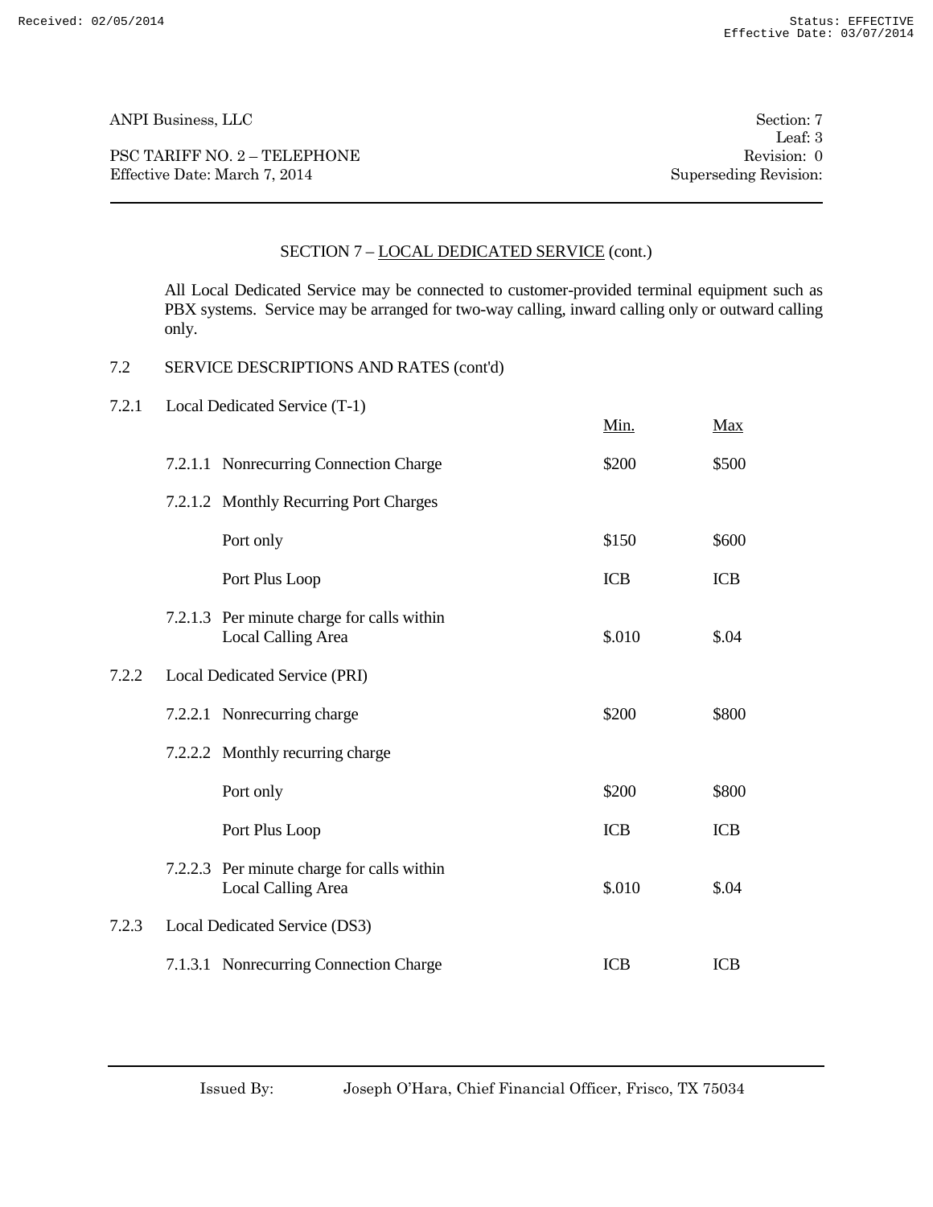ANPI Business, LLC

PSC TARIFF NO. 2 – TELEPHONE
Effective Date: March 7, 2014

Section: 7
Leaf: 3
Revision: 0
Superseding Revision:

## SECTION 7 – LOCAL DEDICATED SERVICE (cont.)

All Local Dedicated Service may be connected to customer-provided terminal equipment such as PBX systems. Service may be arranged for two-way calling, inward calling only or outward calling only.

### 7.2 SERVICE DESCRIPTIONS AND RATES (cont'd)

| | | Min. | Max |
|---|---|---|---|
| 7.2.1 | Local Dedicated Service (T-1) | | |
| | 7.2.1.1 Nonrecurring Connection Charge | $200 | $500 |
| | 7.2.1.2 Monthly Recurring Port Charges | | |
| | Port only | $150 | $600 |
| | Port Plus Loop | ICB | ICB |
| | 7.2.1.3 Per minute charge for calls within Local Calling Area | $.010 | $.04 |
| 7.2.2 | Local Dedicated Service (PRI) | | |
| | 7.2.2.1 Nonrecurring charge | $200 | $800 |
| | 7.2.2.2 Monthly recurring charge | | |
| | Port only | $200 | $800 |
| | Port Plus Loop | ICB | ICB |
| | 7.2.2.3 Per minute charge for calls within Local Calling Area | $.010 | $.04 |
| 7.2.3 | Local Dedicated Service (DS3) | | |
| | 7.1.3.1 Nonrecurring Connection Charge | ICB | ICB |

Issued By: Joseph O'Hara, Chief Financial Officer, Frisco, TX 75034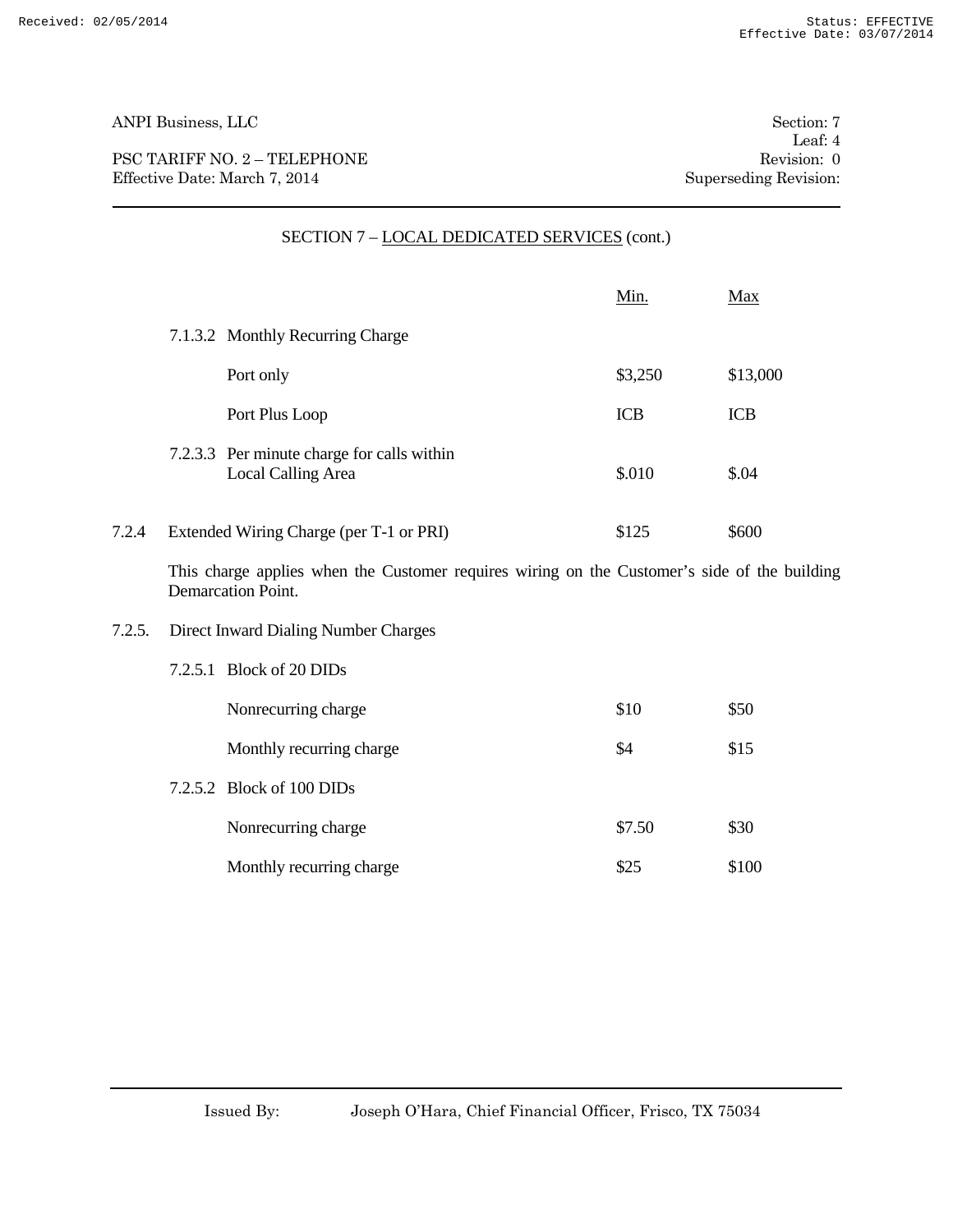ANPI Business, LLC

PSC TARIFF NO. 2 – TELEPHONE
Effective Date: March 7, 2014

Section: 7
Leaf: 4
Revision: 0
Superseding Revision:

## SECTION 7 – LOCAL DEDICATED SERVICES (cont.)

| | Min. | Max |
|---|---|---|
| 7.1.3.2 Monthly Recurring Charge | | |
| Port only | $3,250 | $13,000 |
| Port Plus Loop | ICB | ICB |
| 7.2.3.3 Per minute charge for calls within Local Calling Area | $.010 | $.04 |
| 7.2.4 Extended Wiring Charge (per T-1 or PRI) | $125 | $600 |

This charge applies when the Customer requires wiring on the Customer's side of the building Demarcation Point.

7.2.5. Direct Inward Dialing Number Charges

| | Min. | Max |
|---|---|---|
| 7.2.5.1 Block of 20 DIDs | | |
| Nonrecurring charge | $10 | $50 |
| Monthly recurring charge | $4 | $15 |
| 7.2.5.2 Block of 100 DIDs | | |
| Nonrecurring charge | $7.50 | $30 |
| Monthly recurring charge | $25 | $100 |

Issued By: Joseph O'Hara, Chief Financial Officer, Frisco, TX 75034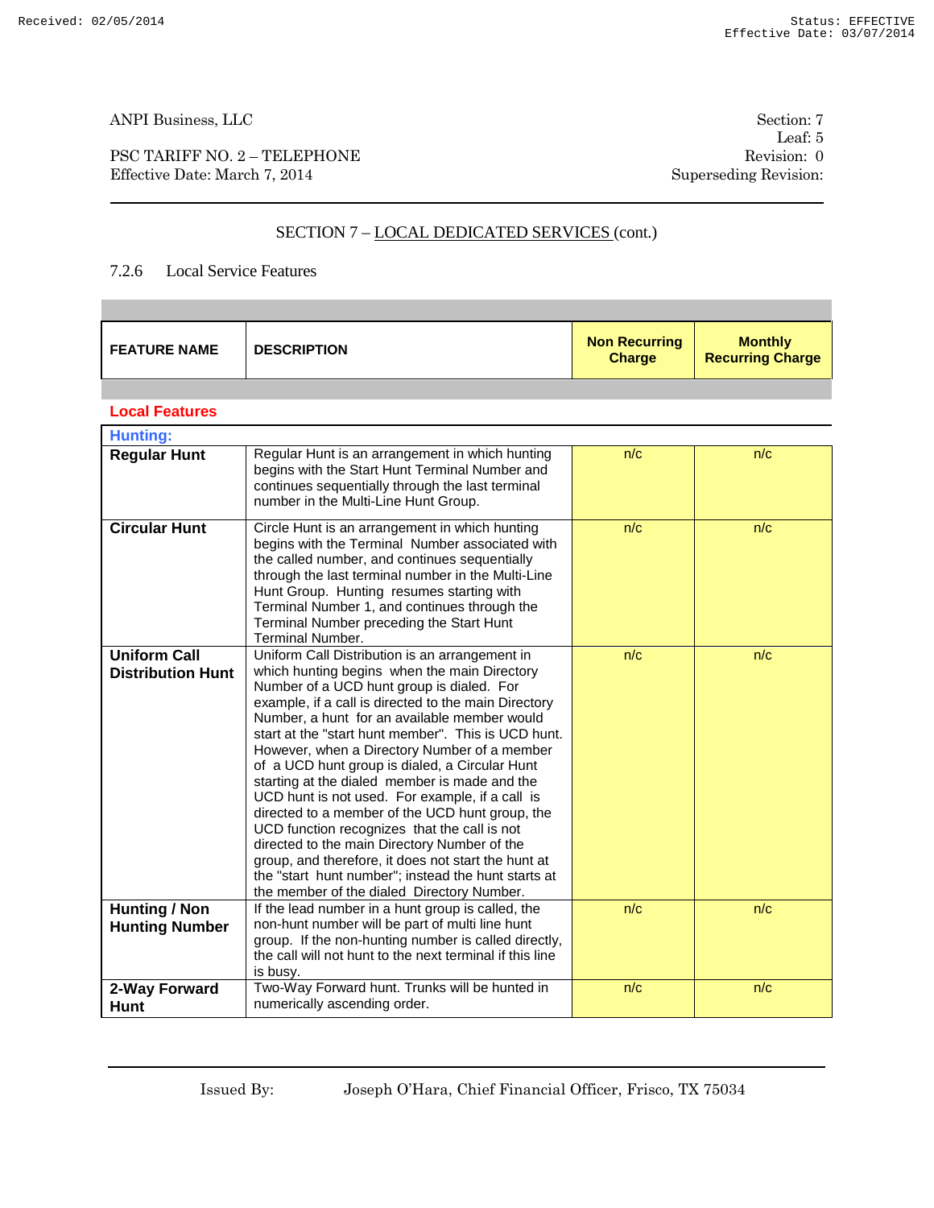ANPI Business, LLC

PSC TARIFF NO. 2 – TELEPHONE
Effective Date: March 7, 2014

Section: 7
Leaf: 5
Revision: 0
Superseding Revision:

## SECTION 7 – LOCAL DEDICATED SERVICES (cont.)

### 7.2.6 Local Service Features

| FEATURE NAME | DESCRIPTION | Non Recurring Charge | Monthly Recurring Charge |
|---|---|---|---|
| **Local Features** | | | |
| **Hunting:** | | | |
| **Regular Hunt** | Regular Hunt is an arrangement in which hunting begins with the Start Hunt Terminal Number and continues sequentially through the last terminal number in the Multi-Line Hunt Group. | n/c | n/c |
| **Circular Hunt** | Circle Hunt is an arrangement in which hunting begins with the Terminal Number associated with the called number, and continues sequentially through the last terminal number in the Multi-Line Hunt Group. Hunting resumes starting with Terminal Number 1, and continues through the Terminal Number preceding the Start Hunt Terminal Number. | n/c | n/c |
| **Uniform Call Distribution Hunt** | Uniform Call Distribution is an arrangement in which hunting begins when the main Directory Number of a UCD hunt group is dialed. For example, if a call is directed to the main Directory Number, a hunt for an available member would start at the "start hunt member". This is UCD hunt. However, when a Directory Number of a member of a UCD hunt group is dialed, a Circular Hunt starting at the dialed member is made and the UCD hunt is not used. For example, if a call is directed to a member of the UCD hunt group, the UCD function recognizes that the call is not directed to the main Directory Number of the group, and therefore, it does not start the hunt at the "start hunt number"; instead the hunt starts at the member of the dialed Directory Number. | n/c | n/c |
| **Hunting / Non Hunting Number** | If the lead number in a hunt group is called, the non-hunt number will be part of multi line hunt group. If the non-hunting number is called directly, the call will not hunt to the next terminal if this line is busy. | n/c | n/c |
| **2-Way Forward Hunt** | Two-Way Forward hunt. Trunks will be hunted in numerically ascending order. | n/c | n/c |

Issued By: Joseph O'Hara, Chief Financial Officer, Frisco, TX 75034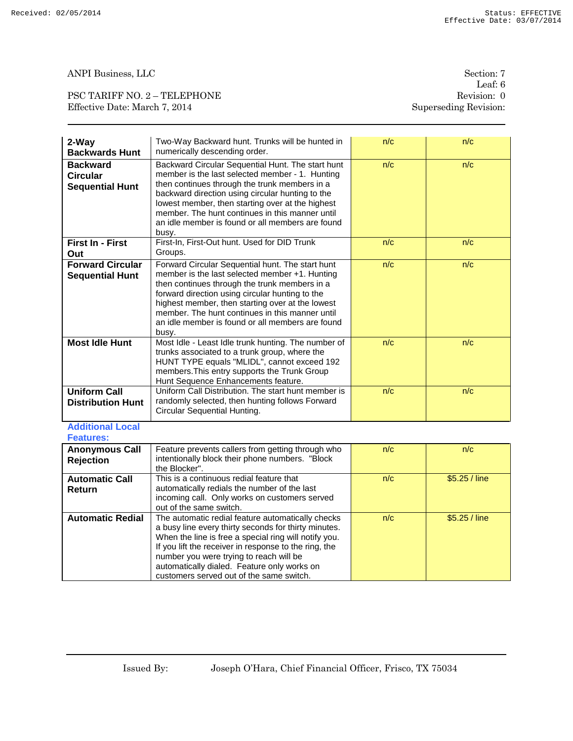ANPI Business, LLC

PSC TARIFF NO. 2 – TELEPHONE
Effective Date: March 7, 2014

Section: 7
Leaf: 6
Revision: 0
Superseding Revision:

| | | | |
|---|---|---|---|
| **2-Way Backwards Hunt** | Two-Way Backward hunt. Trunks will be hunted in numerically descending order. | n/c | n/c |
| **Backward Circular Sequential Hunt** | Backward Circular Sequential Hunt. The start hunt member is the last selected member - 1. Hunting then continues through the trunk members in a backward direction using circular hunting to the lowest member, then starting over at the highest member. The hunt continues in this manner until an idle member is found or all members are found busy. | n/c | n/c |
| **First In - First Out** | First-In, First-Out hunt. Used for DID Trunk Groups. | n/c | n/c |
| **Forward Circular Sequential Hunt** | Forward Circular Sequential hunt. The start hunt member is the last selected member +1. Hunting then continues through the trunk members in a forward direction using circular hunting to the highest member, then starting over at the lowest member. The hunt continues in this manner until an idle member is found or all members are found busy. | n/c | n/c |
| **Most Idle Hunt** | Most Idle - Least Idle trunk hunting. The number of trunks associated to a trunk group, where the HUNT TYPE equals "MLIDL", cannot exceed 192 members.This entry supports the Trunk Group Hunt Sequence Enhancements feature. | n/c | n/c |
| **Uniform Call Distribution Hunt** | Uniform Call Distribution. The start hunt member is randomly selected, then hunting follows Forward Circular Sequential Hunting. | n/c | n/c |

**Additional Local Features:**

| | | | |
|---|---|---|---|
| **Anonymous Call Rejection** | Feature prevents callers from getting through who intentionally block their phone numbers. "Block the Blocker". | n/c | n/c |
| **Automatic Call Return** | This is a continuous redial feature that automatically redials the number of the last incoming call. Only works on customers served out of the same switch. | n/c | $5.25 / line |
| **Automatic Redial** | The automatic redial feature automatically checks a busy line every thirty seconds for thirty minutes. When the line is free a special ring will notify you. If you lift the receiver in response to the ring, the number you were trying to reach will be automatically dialed. Feature only works on customers served out of the same switch. | n/c | $5.25 / line |

Issued By: Joseph O'Hara, Chief Financial Officer, Frisco, TX 75034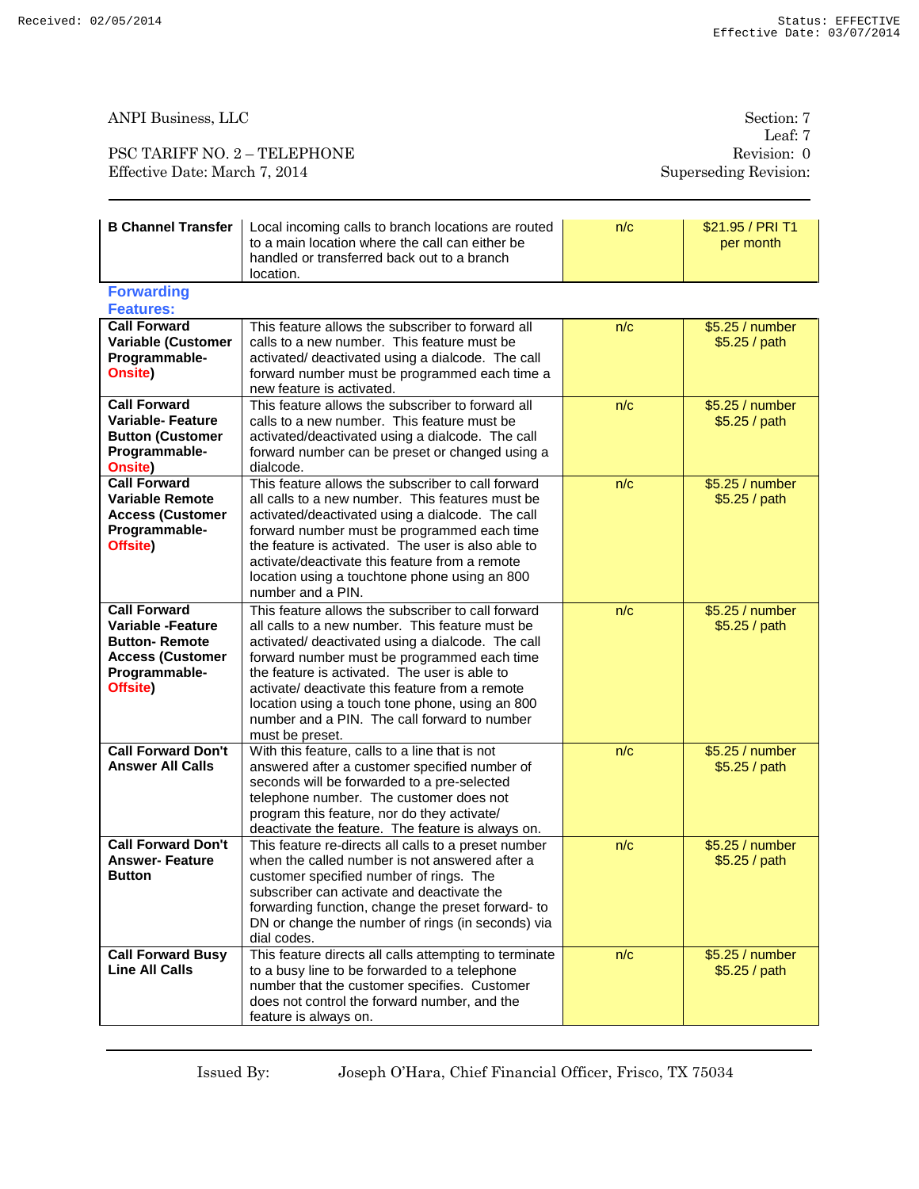ANPI Business, LLC

PSC TARIFF NO. 2 – TELEPHONE
Effective Date: March 7, 2014

Section: 7
Leaf: 7
Revision: 0
Superseding Revision:

| | | | |
|---|---|---|---|
| **B Channel Transfer** | Local incoming calls to branch locations are routed to a main location where the call can either be handled or transferred back out to a branch location. | n/c | $21.95 / PRI T1 per month |
| **Forwarding Features:** | | | |
| **Call Forward Variable (Customer Programmable-Onsite)** | This feature allows the subscriber to forward all calls to a new number. This feature must be activated/ deactivated using a dialcode. The call forward number must be programmed each time a new feature is activated. | n/c | $5.25 / number<br>$5.25 / path |
| **Call Forward Variable- Feature Button (Customer Programmable-Onsite)** | This feature allows the subscriber to forward all calls to a new number. This feature must be activated/deactivated using a dialcode. The call forward number can be preset or changed using a dialcode. | n/c | $5.25 / number<br>$5.25 / path |
| **Call Forward Variable Remote Access (Customer Programmable-Offsite)** | This feature allows the subscriber to call forward all calls to a new number. This features must be activated/deactivated using a dialcode. The call forward number must be programmed each time the feature is activated. The user is also able to activate/deactivate this feature from a remote location using a touchtone phone using an 800 number and a PIN. | n/c | $5.25 / number<br>$5.25 / path |
| **Call Forward Variable -Feature Button- Remote Access (Customer Programmable-Offsite)** | This feature allows the subscriber to call forward all calls to a new number. This feature must be activated/ deactivated using a dialcode. The call forward number must be programmed each time the feature is activated. The user is able to activate/ deactivate this feature from a remote location using a touch tone phone, using an 800 number and a PIN. The call forward to number must be preset. | n/c | $5.25 / number<br>$5.25 / path |
| **Call Forward Don't Answer All Calls** | With this feature, calls to a line that is not answered after a customer specified number of seconds will be forwarded to a pre-selected telephone number. The customer does not program this feature, nor do they activate/ deactivate the feature. The feature is always on. | n/c | $5.25 / number<br>$5.25 / path |
| **Call Forward Don't Answer- Feature Button** | This feature re-directs all calls to a preset number when the called number is not answered after a customer specified number of rings. The subscriber can activate and deactivate the forwarding function, change the preset forward- to DN or change the number of rings (in seconds) via dial codes. | n/c | $5.25 / number<br>$5.25 / path |
| **Call Forward Busy Line All Calls** | This feature directs all calls attempting to terminate to a busy line to be forwarded to a telephone number that the customer specifies. Customer does not control the forward number, and the feature is always on. | n/c | $5.25 / number<br>$5.25 / path |

Issued By: Joseph O'Hara, Chief Financial Officer, Frisco, TX 75034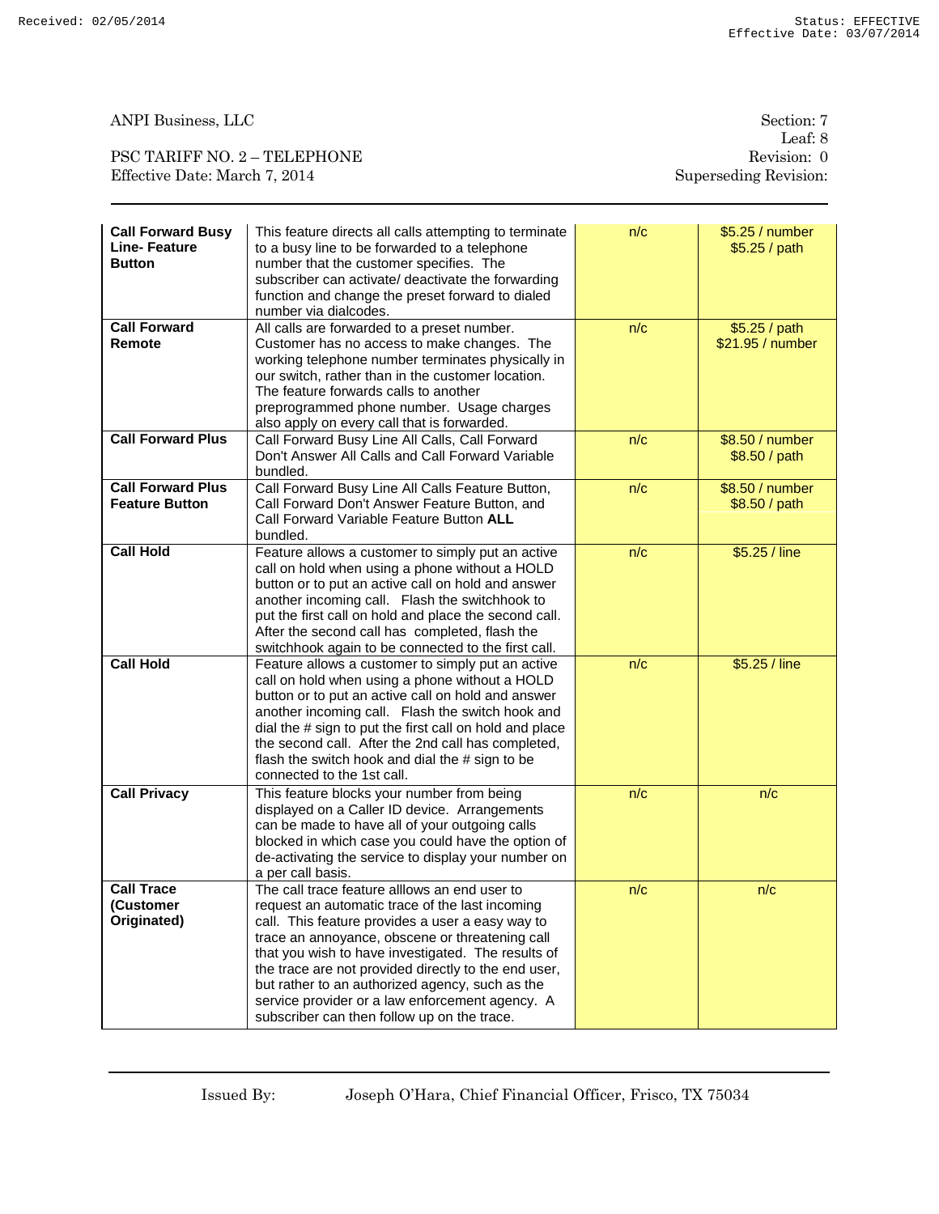ANPI Business, LLC

PSC TARIFF NO. 2 – TELEPHONE
Effective Date: March 7, 2014

Section: 7
Leaf: 8
Revision: 0
Superseding Revision:

| | | | |
|---|---|---|---|
| **Call Forward Busy Line- Feature Button** | This feature directs all calls attempting to terminate to a busy line to be forwarded to a telephone number that the customer specifies. The subscriber can activate/ deactivate the forwarding function and change the preset forward to dialed number via dialcodes. | n/c | $5.25 / number<br>$5.25 / path |
| **Call Forward Remote** | All calls are forwarded to a preset number. Customer has no access to make changes. The working telephone number terminates physically in our switch, rather than in the customer location. The feature forwards calls to another preprogrammed phone number. Usage charges also apply on every call that is forwarded. | n/c | $5.25 / path<br>$21.95 / number |
| **Call Forward Plus** | Call Forward Busy Line All Calls, Call Forward Don't Answer All Calls and Call Forward Variable bundled. | n/c | $8.50 / number<br>$8.50 / path |
| **Call Forward Plus Feature Button** | Call Forward Busy Line All Calls Feature Button, Call Forward Don't Answer Feature Button, and Call Forward Variable Feature Button **ALL** bundled. | n/c | $8.50 / number<br>$8.50 / path |
| **Call Hold** | Feature allows a customer to simply put an active call on hold when using a phone without a HOLD button or to put an active call on hold and answer another incoming call. Flash the switchhook to put the first call on hold and place the second call. After the second call has completed, flash the switchhook again to be connected to the first call. | n/c | $5.25 / line |
| **Call Hold** | Feature allows a customer to simply put an active call on hold when using a phone without a HOLD button or to put an active call on hold and answer another incoming call. Flash the switch hook and dial the # sign to put the first call on hold and place the second call. After the 2nd call has completed, flash the switch hook and dial the # sign to be connected to the 1st call. | n/c | $5.25 / line |
| **Call Privacy** | This feature blocks your number from being displayed on a Caller ID device. Arrangements can be made to have all of your outgoing calls blocked in which case you could have the option of de-activating the service to display your number on a per call basis. | n/c | n/c |
| **Call Trace (Customer Originated)** | The call trace feature alllows an end user to request an automatic trace of the last incoming call. This feature provides a user a easy way to trace an annoyance, obscene or threatening call that you wish to have investigated. The results of the trace are not provided directly to the end user, but rather to an authorized agency, such as the service provider or a law enforcement agency. A subscriber can then follow up on the trace. | n/c | n/c |

Issued By: Joseph O'Hara, Chief Financial Officer, Frisco, TX 75034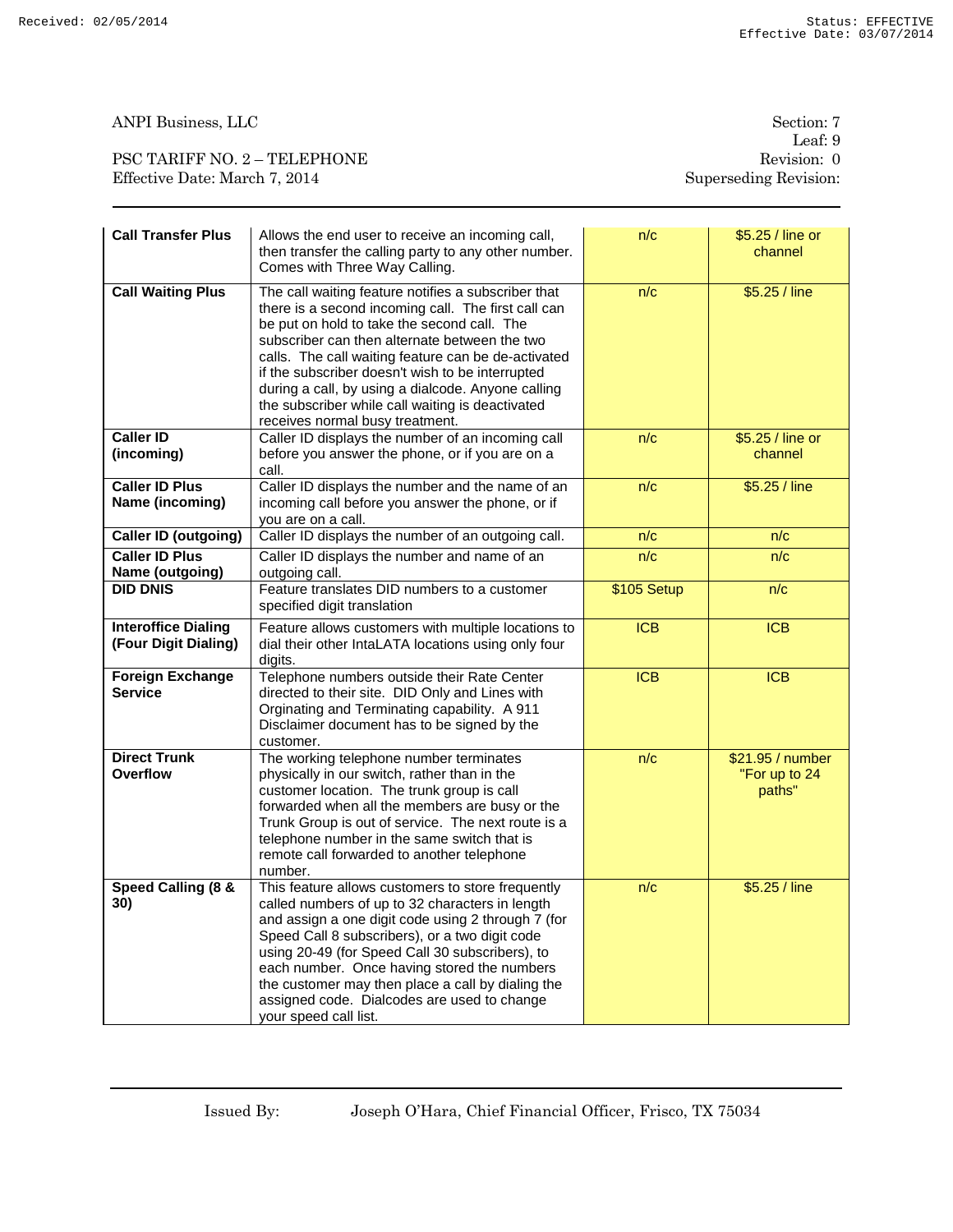ANPI Business, LLC

PSC TARIFF NO. 2 – TELEPHONE
Effective Date: March 7, 2014

Section: 7
Leaf: 9
Revision: 0
Superseding Revision:

| **Call Transfer Plus** | Allows the end user to receive an incoming call, then transfer the calling party to any other number. Comes with Three Way Calling. | n/c | $5.25 / line or channel |
|---|---|---|---|
| **Call Waiting Plus** | The call waiting feature notifies a subscriber that there is a second incoming call. The first call can be put on hold to take the second call. The subscriber can then alternate between the two calls. The call waiting feature can be de-activated if the subscriber doesn't wish to be interrupted during a call, by using a dialcode. Anyone calling the subscriber while call waiting is deactivated receives normal busy treatment. | n/c | $5.25 / line |
| **Caller ID (incoming)** | Caller ID displays the number of an incoming call before you answer the phone, or if you are on a call. | n/c | $5.25 / line or channel |
| **Caller ID Plus Name (incoming)** | Caller ID displays the number and the name of an incoming call before you answer the phone, or if you are on a call. | n/c | $5.25 / line |
| **Caller ID (outgoing)** | Caller ID displays the number of an outgoing call. | n/c | n/c |
| **Caller ID Plus Name (outgoing)** | Caller ID displays the number and name of an outgoing call. | n/c | n/c |
| **DID DNIS** | Feature translates DID numbers to a customer specified digit translation | $105 Setup | n/c |
| **Interoffice Dialing (Four Digit Dialing)** | Feature allows customers with multiple locations to dial their other IntaLATA locations using only four digits. | ICB | ICB |
| **Foreign Exchange Service** | Telephone numbers outside their Rate Center directed to their site. DID Only and Lines with Orginating and Terminating capability. A 911 Disclaimer document has to be signed by the customer. | ICB | ICB |
| **Direct Trunk Overflow** | The working telephone number terminates physically in our switch, rather than in the customer location. The trunk group is call forwarded when all the members are busy or the Trunk Group is out of service. The next route is a telephone number in the same switch that is remote call forwarded to another telephone number. | n/c | $21.95 / number "For up to 24 paths" |
| **Speed Calling (8 & 30)** | This feature allows customers to store frequently called numbers of up to 32 characters in length and assign a one digit code using 2 through 7 (for Speed Call 8 subscribers), or a two digit code using 20-49 (for Speed Call 30 subscribers), to each number. Once having stored the numbers the customer may then place a call by dialing the assigned code. Dialcodes are used to change your speed call list. | n/c | $5.25 / line |

Issued By: Joseph O'Hara, Chief Financial Officer, Frisco, TX 75034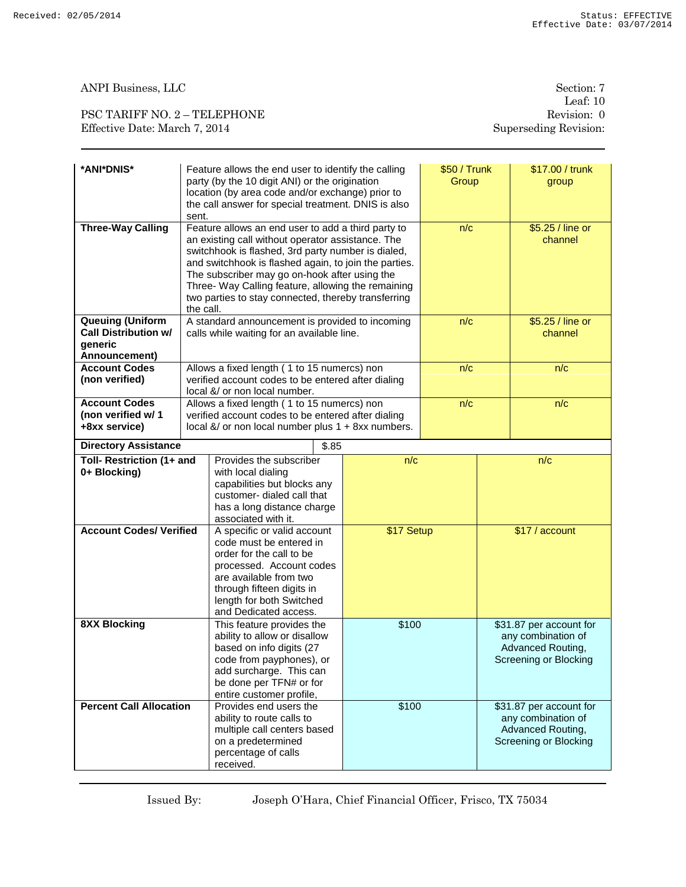ANPI Business, LLC

PSC TARIFF NO. 2 – TELEPHONE
Effective Date: March 7, 2014

Section: 7
Leaf: 10
Revision: 0
Superseding Revision:

| | | | |
|---|---|---|---|
| **\*ANI\*DNIS\*** | Feature allows the end user to identify the calling party (by the 10 digit ANI) or the origination location (by area code and/or exchange) prior to the call answer for special treatment. DNIS is also sent. | $50 / Trunk Group | $17.00 / trunk group |
| **Three-Way Calling** | Feature allows an end user to add a third party to an existing call without operator assistance. The switchhook is flashed, 3rd party number is dialed, and switchhook is flashed again, to join the parties. The subscriber may go on-hook after using the Three- Way Calling feature, allowing the remaining two parties to stay connected, thereby transferring the call. | n/c | $5.25 / line or channel |
| **Queuing (Uniform Call Distribution w/ generic Announcement)** | A standard announcement is provided to incoming calls while waiting for an available line. | n/c | $5.25 / line or channel |
| **Account Codes (non verified)** | Allows a fixed length ( 1 to 15 numercs) non verified account codes to be entered after dialing local &/ or non local number. | n/c | n/c |
| **Account Codes (non verified w/ 1 +8xx service)** | Allows a fixed length ( 1 to 15 numercs) non verified account codes to be entered after dialing local &/ or non local number plus 1 + 8xx numbers. | n/c | n/c |
| **Directory Assistance** | $.85 | | |
| **Toll- Restriction (1+ and 0+ Blocking)** | Provides the subscriber with local dialing capabilities but blocks any customer- dialed call that has a long distance charge associated with it. | n/c | n/c |
| **Account Codes/ Verified** | A specific or valid account code must be entered in order for the call to be processed. Account codes are available from two through fifteen digits in length for both Switched and Dedicated access. | $17 Setup | $17 / account |
| **8XX Blocking** | This feature provides the ability to allow or disallow based on info digits (27 code from payphones), or add surcharge. This can be done per TFN# or for entire customer profile, | $100 | $31.87 per account for any combination of Advanced Routing, Screening or Blocking |
| **Percent Call Allocation** | Provides end users the ability to route calls to multiple call centers based on a predetermined percentage of calls received. | $100 | $31.87 per account for any combination of Advanced Routing, Screening or Blocking |

Issued By: Joseph O'Hara, Chief Financial Officer, Frisco, TX 75034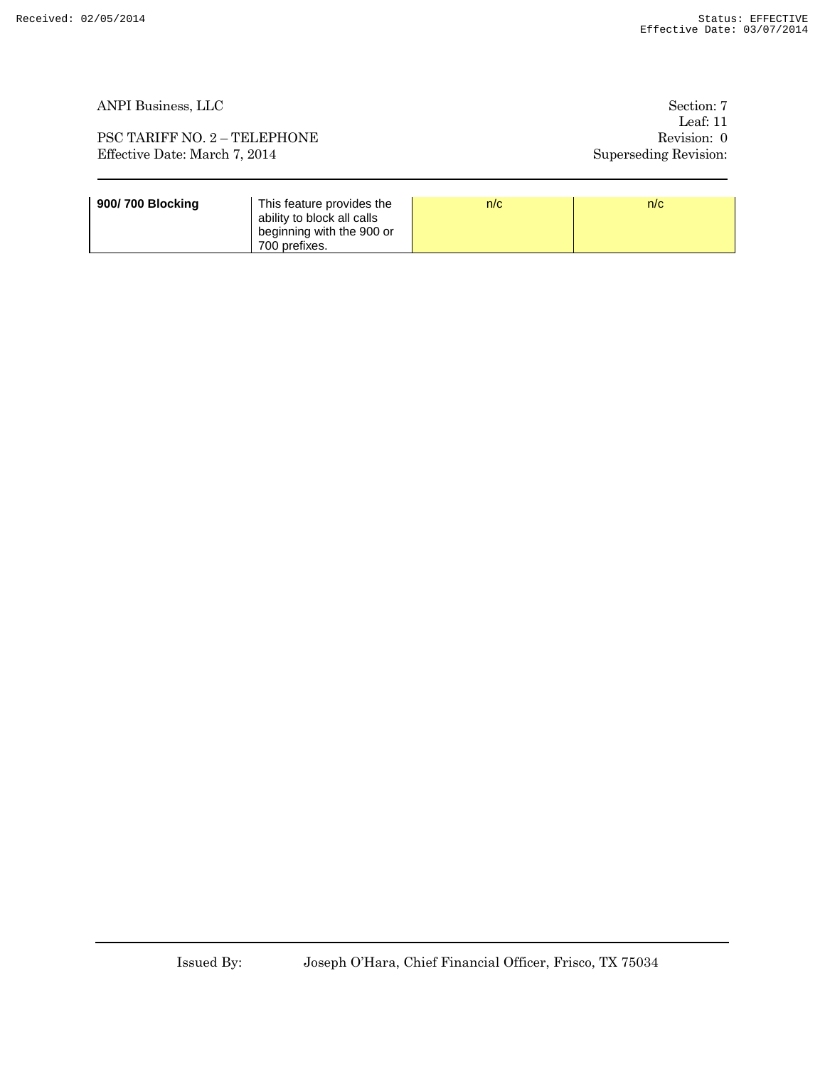| | | | |
|---|---|---|---|
| **900/ 700 Blocking** | This feature provides the ability to block all calls beginning with the 900 or 700 prefixes. | n/c | n/c |